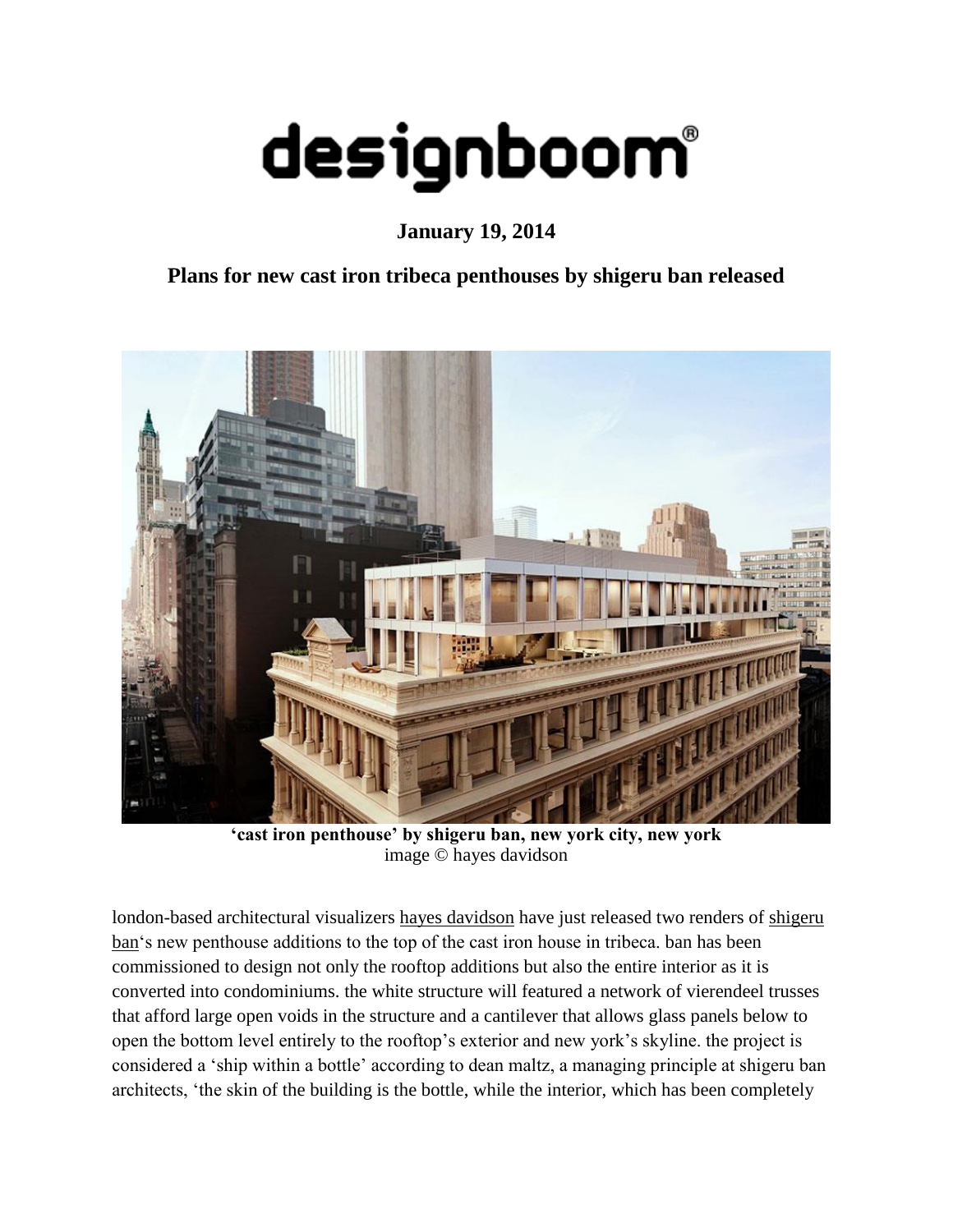# designboom®

**January 19, 2014**

## Plans for new cast iron tribeca penthouses by shigeru ban released

**'cast iron penthouse' by shigeru ban, new york city, new york**
image © hayes davidson

london-based architectural visualizers hayes davidson have just released two renders of shigeru ban's new penthouse additions to the top of the cast iron house in tribeca. ban has been commissioned to design not only the rooftop additions but also the entire interior as it is converted into condominiums. the white structure will featured a network of vierendeel trusses that afford large open voids in the structure and a cantilever that allows glass panels below to open the bottom level entirely to the rooftop's exterior and new york's skyline. the project is considered a 'ship within a bottle' according to dean maltz, a managing principle at shigeru ban architects, 'the skin of the building is the bottle, while the interior, which has been completely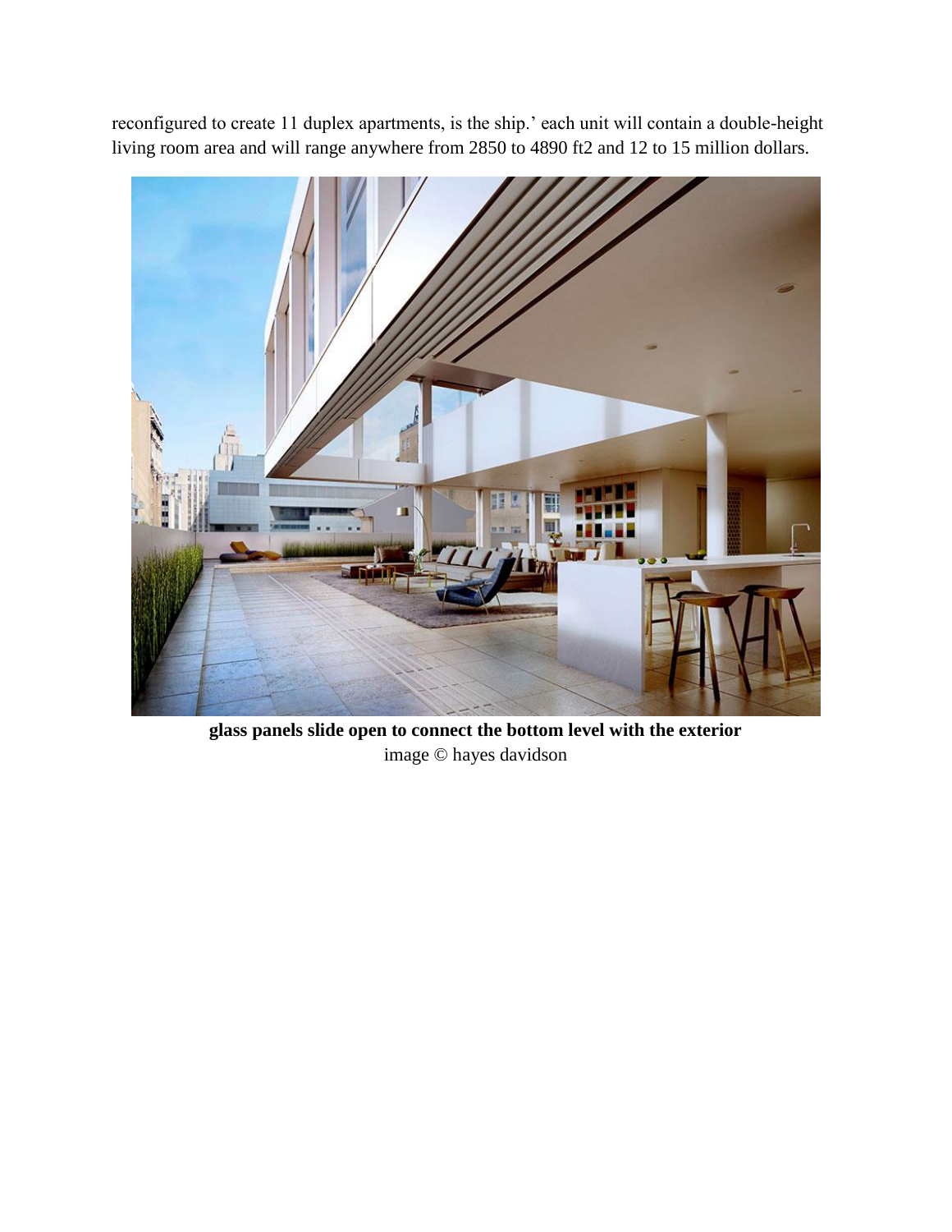reconfigured to create 11 duplex apartments, is the ship.' each unit will contain a double-height living room area and will range anywhere from 2850 to 4890 ft2 and 12 to 15 million dollars.

**glass panels slide open to connect the bottom level with the exterior**
image © hayes davidson